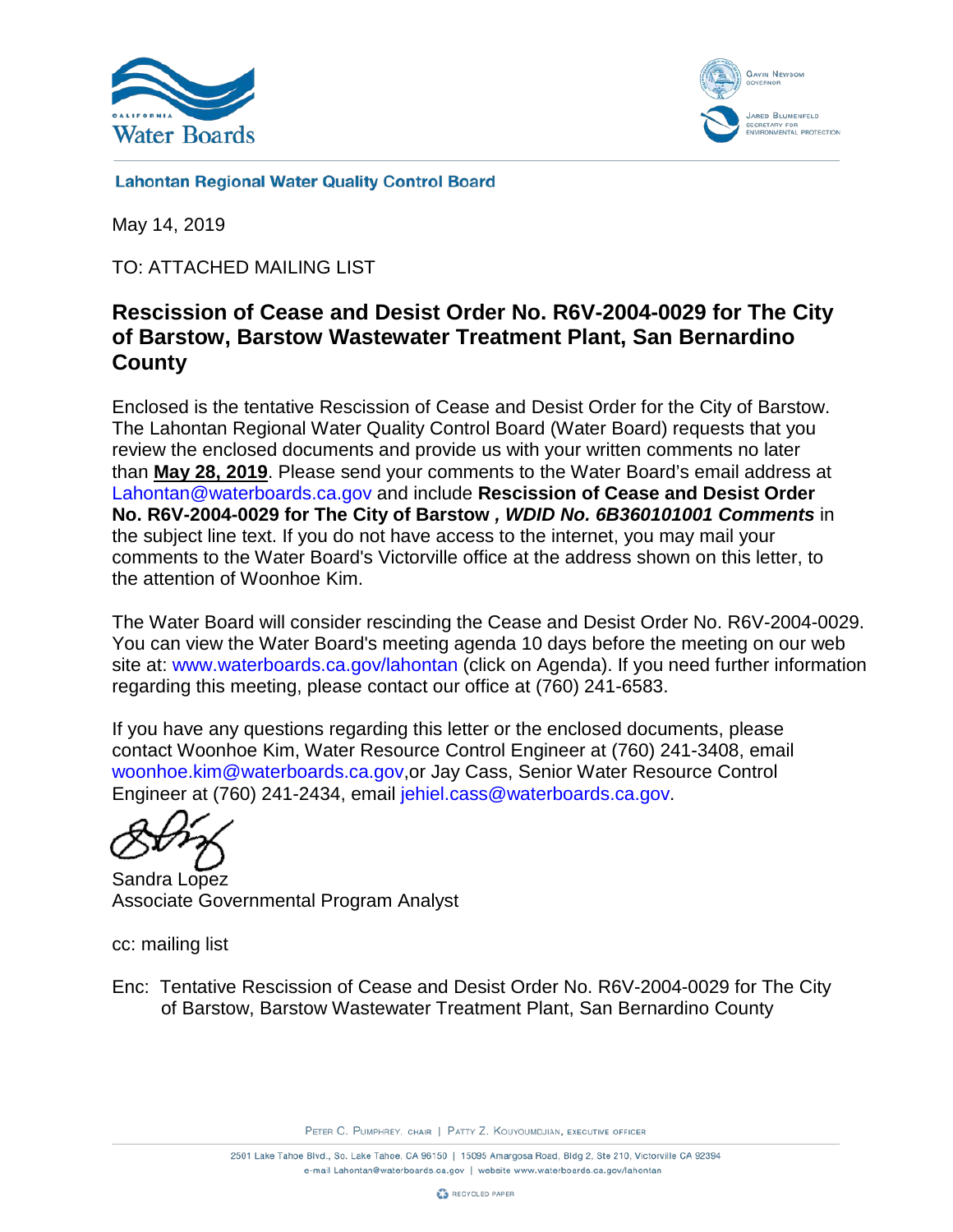California Water Boards

Gavin Newsom, Governor

Jared Blumenfeld, Secretary for Environmental Protection

**Lahontan Regional Water Quality Control Board**

May 14, 2019

TO: ATTACHED MAILING LIST

## Rescission of Cease and Desist Order No. R6V-2004-0029 for The City of Barstow, Barstow Wastewater Treatment Plant, San Bernardino County

Enclosed is the tentative Rescission of Cease and Desist Order for the City of Barstow. The Lahontan Regional Water Quality Control Board (Water Board) requests that you review the enclosed documents and provide us with your written comments no later than **May 28, 2019**. Please send your comments to the Water Board's email address at Lahontan@waterboards.ca.gov and include **Rescission of Cease and Desist Order No. R6V-2004-0029 for The City of Barstow** ***, WDID No. 6B360101001 Comments*** in the subject line text. If you do not have access to the internet, you may mail your comments to the Water Board's Victorville office at the address shown on this letter, to the attention of Woonhoe Kim.

The Water Board will consider rescinding the Cease and Desist Order No. R6V-2004-0029. You can view the Water Board's meeting agenda 10 days before the meeting on our web site at: www.waterboards.ca.gov/lahontan (click on Agenda). If you need further information regarding this meeting, please contact our office at (760) 241-6583.

If you have any questions regarding this letter or the enclosed documents, please contact Woonhoe Kim, Water Resource Control Engineer at (760) 241-3408, email woonhoe.kim@waterboards.ca.gov,or Jay Cass, Senior Water Resource Control Engineer at (760) 241-2434, email jehiel.cass@waterboards.ca.gov.

Sandra Lopez
Associate Governmental Program Analyst

cc: mailing list

Enc: Tentative Rescission of Cease and Desist Order No. R6V-2004-0029 for The City of Barstow, Barstow Wastewater Treatment Plant, San Bernardino County

Peter C. Pumphrey, chair | Patty Z. Kouyoumdjian, executive officer

2501 Lake Tahoe Blvd., So. Lake Tahoe, CA 96150 | 15095 Amargosa Road, Bldg 2, Ste 210, Victorville CA 92394
e-mail Lahontan@waterboards.ca.gov | website www.waterboards.ca.gov/lahontan

Recycled Paper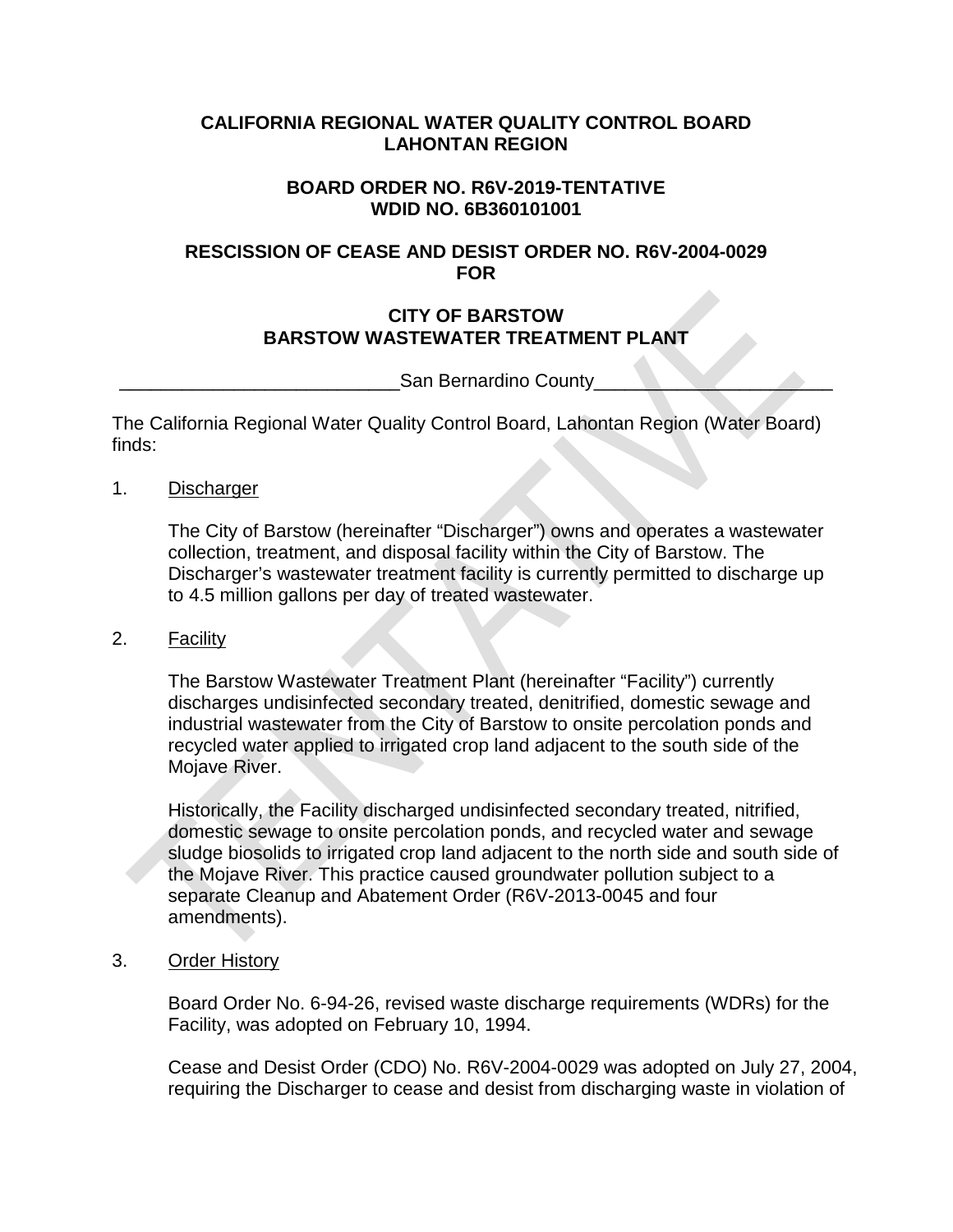**CALIFORNIA REGIONAL WATER QUALITY CONTROL BOARD**
**LAHONTAN REGION**

**BOARD ORDER NO. R6V-2019-TENTATIVE**
**WDID NO. 6B360101001**

**RESCISSION OF CEASE AND DESIST ORDER NO. R6V-2004-0029**
**FOR**

**CITY OF BARSTOW**
**BARSTOW WASTEWATER TREATMENT PLANT**

San Bernardino County

The California Regional Water Quality Control Board, Lahontan Region (Water Board) finds:

1. Discharger

   The City of Barstow (hereinafter "Discharger") owns and operates a wastewater collection, treatment, and disposal facility within the City of Barstow. The Discharger's wastewater treatment facility is currently permitted to discharge up to 4.5 million gallons per day of treated wastewater.

2. Facility

   The Barstow Wastewater Treatment Plant (hereinafter "Facility") currently discharges undisinfected secondary treated, denitrified, domestic sewage and industrial wastewater from the City of Barstow to onsite percolation ponds and recycled water applied to irrigated crop land adjacent to the south side of the Mojave River.

   Historically, the Facility discharged undisinfected secondary treated, nitrified, domestic sewage to onsite percolation ponds, and recycled water and sewage sludge biosolids to irrigated crop land adjacent to the north side and south side of the Mojave River. This practice caused groundwater pollution subject to a separate Cleanup and Abatement Order (R6V-2013-0045 and four amendments).

3. Order History

   Board Order No. 6-94-26, revised waste discharge requirements (WDRs) for the Facility, was adopted on February 10, 1994.

   Cease and Desist Order (CDO) No. R6V-2004-0029 was adopted on July 27, 2004, requiring the Discharger to cease and desist from discharging waste in violation of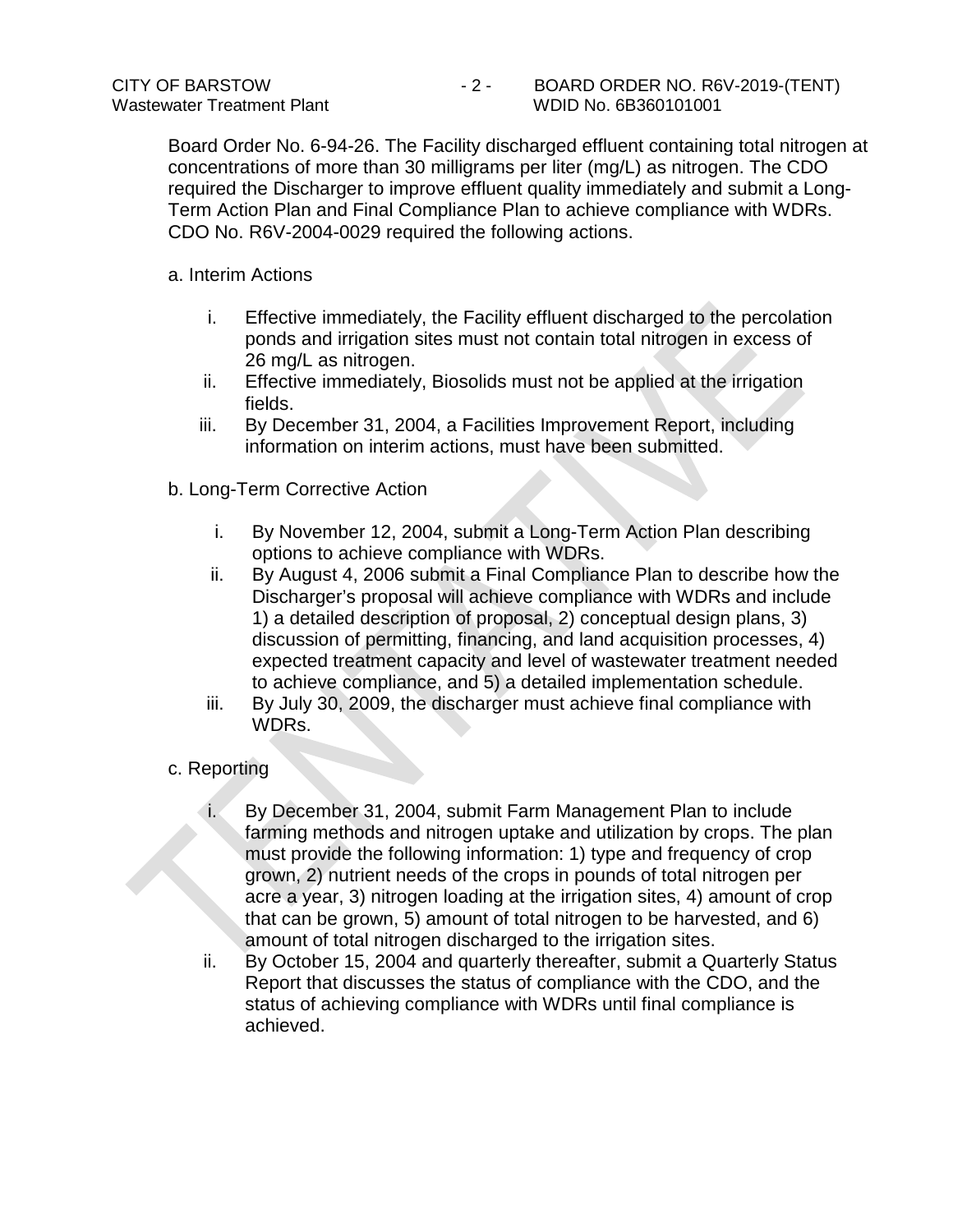Board Order No. 6-94-26. The Facility discharged effluent containing total nitrogen at concentrations of more than 30 milligrams per liter (mg/L) as nitrogen. The CDO required the Discharger to improve effluent quality immediately and submit a Long-Term Action Plan and Final Compliance Plan to achieve compliance with WDRs. CDO No. R6V-2004-0029 required the following actions.

a. Interim Actions

i. Effective immediately, the Facility effluent discharged to the percolation ponds and irrigation sites must not contain total nitrogen in excess of 26 mg/L as nitrogen.
ii. Effective immediately, Biosolids must not be applied at the irrigation fields.
iii. By December 31, 2004, a Facilities Improvement Report, including information on interim actions, must have been submitted.

b. Long-Term Corrective Action

i. By November 12, 2004, submit a Long-Term Action Plan describing options to achieve compliance with WDRs.
ii. By August 4, 2006 submit a Final Compliance Plan to describe how the Discharger's proposal will achieve compliance with WDRs and include 1) a detailed description of proposal, 2) conceptual design plans, 3) discussion of permitting, financing, and land acquisition processes, 4) expected treatment capacity and level of wastewater treatment needed to achieve compliance, and 5) a detailed implementation schedule.
iii. By July 30, 2009, the discharger must achieve final compliance with WDRs.

c. Reporting

i. By December 31, 2004, submit Farm Management Plan to include farming methods and nitrogen uptake and utilization by crops. The plan must provide the following information: 1) type and frequency of crop grown, 2) nutrient needs of the crops in pounds of total nitrogen per acre a year, 3) nitrogen loading at the irrigation sites, 4) amount of crop that can be grown, 5) amount of total nitrogen to be harvested, and 6) amount of total nitrogen discharged to the irrigation sites.
ii. By October 15, 2004 and quarterly thereafter, submit a Quarterly Status Report that discusses the status of compliance with the CDO, and the status of achieving compliance with WDRs until final compliance is achieved.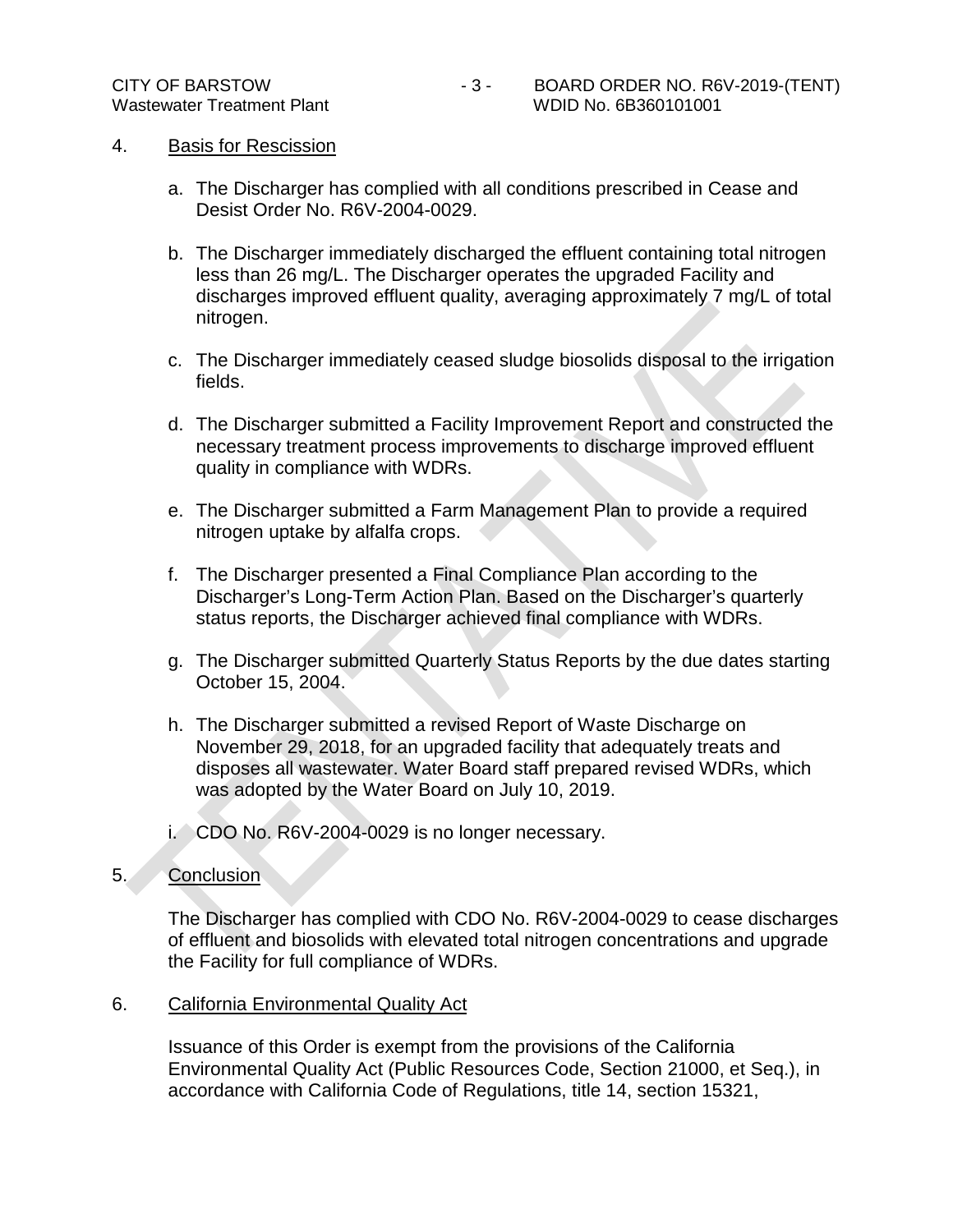4. Basis for Rescission

   a. The Discharger has complied with all conditions prescribed in Cease and Desist Order No. R6V-2004-0029.

   b. The Discharger immediately discharged the effluent containing total nitrogen less than 26 mg/L. The Discharger operates the upgraded Facility and discharges improved effluent quality, averaging approximately 7 mg/L of total nitrogen.

   c. The Discharger immediately ceased sludge biosolids disposal to the irrigation fields.

   d. The Discharger submitted a Facility Improvement Report and constructed the necessary treatment process improvements to discharge improved effluent quality in compliance with WDRs.

   e. The Discharger submitted a Farm Management Plan to provide a required nitrogen uptake by alfalfa crops.

   f. The Discharger presented a Final Compliance Plan according to the Discharger's Long-Term Action Plan. Based on the Discharger's quarterly status reports, the Discharger achieved final compliance with WDRs.

   g. The Discharger submitted Quarterly Status Reports by the due dates starting October 15, 2004.

   h. The Discharger submitted a revised Report of Waste Discharge on November 29, 2018, for an upgraded facility that adequately treats and disposes all wastewater. Water Board staff prepared revised WDRs, which was adopted by the Water Board on July 10, 2019.

   i. CDO No. R6V-2004-0029 is no longer necessary.

5. Conclusion

   The Discharger has complied with CDO No. R6V-2004-0029 to cease discharges of effluent and biosolids with elevated total nitrogen concentrations and upgrade the Facility for full compliance of WDRs.

6. California Environmental Quality Act

   Issuance of this Order is exempt from the provisions of the California Environmental Quality Act (Public Resources Code, Section 21000, et Seq.), in accordance with California Code of Regulations, title 14, section 15321,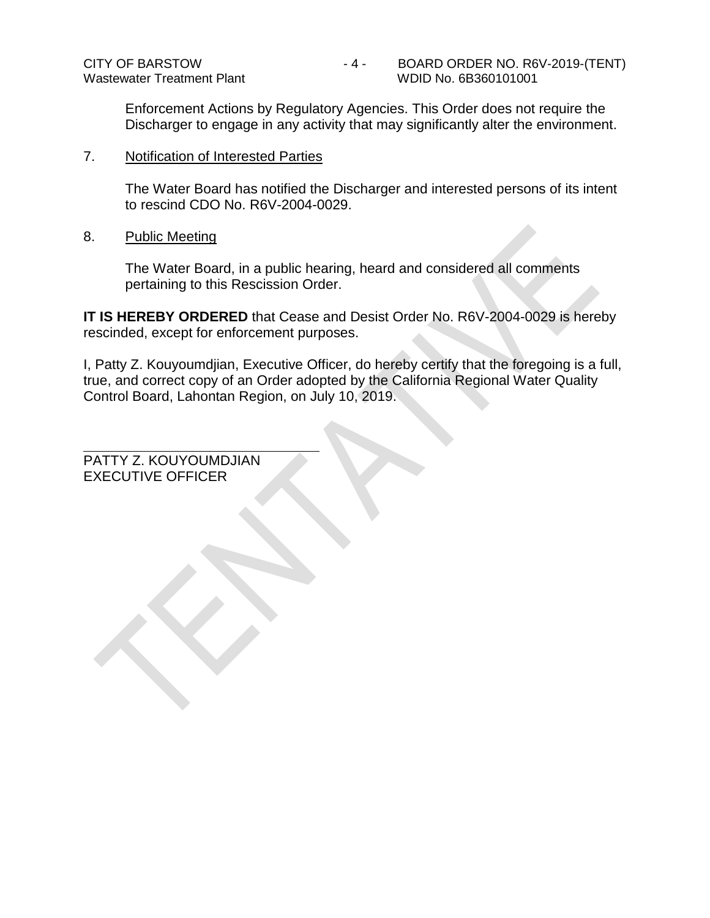Enforcement Actions by Regulatory Agencies. This Order does not require the Discharger to engage in any activity that may significantly alter the environment.

7. Notification of Interested Parties

   The Water Board has notified the Discharger and interested persons of its intent to rescind CDO No. R6V-2004-0029.

8. Public Meeting

   The Water Board, in a public hearing, heard and considered all comments pertaining to this Rescission Order.

**IT IS HEREBY ORDERED** that Cease and Desist Order No. R6V-2004-0029 is hereby rescinded, except for enforcement purposes.

I, Patty Z. Kouyoumdjian, Executive Officer, do hereby certify that the foregoing is a full, true, and correct copy of an Order adopted by the California Regional Water Quality Control Board, Lahontan Region, on July 10, 2019.

PATTY Z. KOUYOUMDJIAN
EXECUTIVE OFFICER